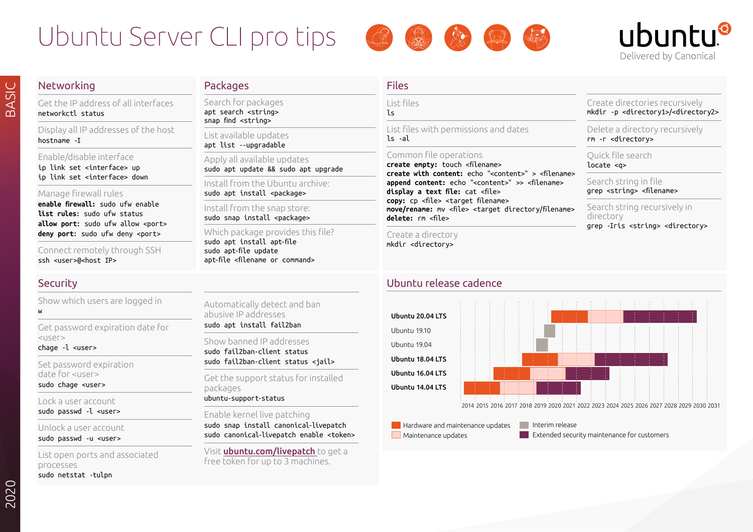# Ubuntu Server CLI pro tips

ubuntu
Delivered by Canonical

BASIC

## Networking

Get the IP address of all interfaces
`networkctl status`

Display all IP addresses of the host
`hostname -I`

Enable/disable interface
`ip link set <interface> up`
`ip link set <interface> down`

Manage firewall rules
**enable firewall:** `sudo ufw enable`
**list rules:** `sudo ufw status`
**allow port:** `sudo ufw allow <port>`
**deny port:** `sudo ufw deny <port>`

Connect remotely through SSH
`ssh <user>@<host IP>`

## Packages

Search for packages
`apt search <string>`
`snap find <string>`

List available updates
`apt list --upgradable`

Apply all available updates
`sudo apt update && sudo apt upgrade`

Install from the Ubuntu archive:
`sudo apt install <package>`

Install from the snap store:
`sudo snap install <package>`

Which package provides this file?
`sudo apt install apt-file`
`sudo apt-file update`
`apt-file <filename or command>`

## Files

List files
`ls`

List files with permissions and dates
`ls -al`

Common file operations
**create empty:** `touch <filename>`
**create with content:** `echo "<content>" > <filename>`
**append content:** `echo "<content>" >> <filename>`
**display a text file:** `cat <file>`
**copy:** `cp <file> <target filename>`
**move/rename:** `mv <file> <target directory/filename>`
**delete:** `rm <file>`

Create a directory
`mkdir <directory>`

Create directories recursively
`mkdir -p <directory1>/<directory2>`

Delete a directory recursively
`rm -r <directory>`

Quick file search
`locate <q>`

Search string in file
`grep <string> <filename>`

Search string recursively in directory
`grep -Iris <string> <directory>`

## Security

Show which users are logged in
`w`

Get password expiration date for <user>
`chage -l <user>`

Set password expiration date for <user>
`sudo chage <user>`

Lock a user account
`sudo passwd -l <user>`

Unlock a user account
`sudo passwd -u <user>`

List open ports and associated processes
`sudo netstat -tulpn`

Automatically detect and ban abusive IP addresses
`sudo apt install fail2ban`

Show banned IP addresses
`sudo fail2ban-client status`
`sudo fail2ban-client status <jail>`

Get the support status for installed packages
`ubuntu-support-status`

Enable kernel live patching
`sudo snap install canonical-livepatch`
`sudo canonical-livepatch enable <token>`

Visit **ubuntu.com/livepatch** to get a free token for up to 3 machines.

## Ubuntu release cadence

| Release | Timeline (approx.) |
|---|---|
| **Ubuntu 20.04 LTS** | Hardware and maintenance updates 2020–2022; Maintenance updates 2023–2025; Extended security maintenance 2025–2030 |
| Ubuntu 19.10 | Interim release 2019–2020 |
| Ubuntu 19.04 | Interim release 2019 |
| **Ubuntu 18.04 LTS** | Hardware and maintenance updates 2018–2020; Maintenance updates 2021–2023; Extended security maintenance 2023–2028 |
| **Ubuntu 16.04 LTS** | Hardware and maintenance updates 2016–2018; Maintenance updates 2019–2021; Extended security maintenance 2021–2024 |
| **Ubuntu 14.04 LTS** | Hardware and maintenance updates 2014–2016; Maintenance updates 2017–2019; Extended security maintenance 2019–2022 |

2014 2015 2016 2017 2018 2019 2020 2021 2022 2023 2024 2025 2026 2027 2028 2029 2030 2031

Legend: Hardware and maintenance updates · Maintenance updates · Interim release · Extended security maintenance for customers

2020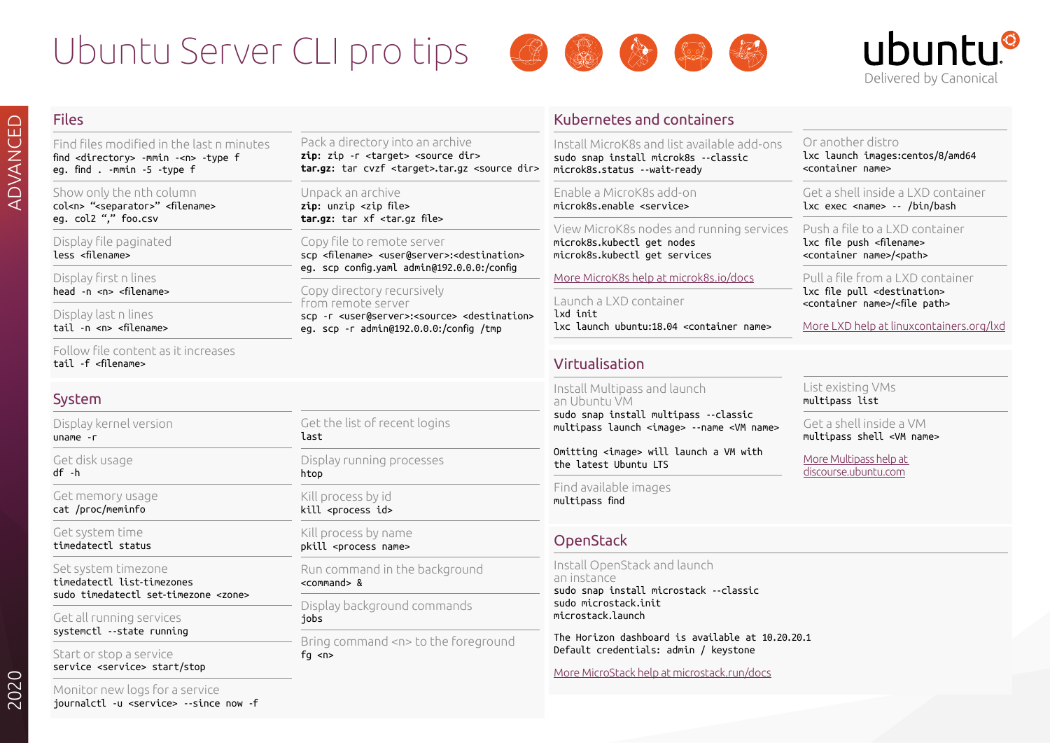# Ubuntu Server CLI pro tips

ubuntu
Delivered by Canonical

ADVANCED

## Files

**Find files modified in the last n minutes**
```
find <directory> -mmin -<n> -type f
eg. find . -mmin -5 -type f
```

**Show only the nth column**
```
col<n> "<separator>" <filename>
eg. col2 "," foo.csv
```

**Display file paginated**
```
less <filename>
```

**Display first n lines**
```
head -n <n> <filename>
```

**Display last n lines**
```
tail -n <n> <filename>
```

**Follow file content as it increases**
```
tail -f <filename>
```

**Pack a directory into an archive**
```
zip: zip -r <target> <source dir>
tar.gz: tar cvzf <target>.tar.gz <source dir>
```

**Unpack an archive**
```
zip: unzip <zip file>
tar.gz: tar xf <tar.gz file>
```

**Copy file to remote server**
```
scp <filename> <user@server>:<destination>
eg. scp config.yaml admin@192.0.0.0:/config
```

**Copy directory recursively from remote server**
```
scp -r <user@server>:<source> <destination>
eg. scp -r admin@192.0.0.0:/config /tmp
```

## System

**Display kernel version**
```
uname -r
```

**Get disk usage**
```
df -h
```

**Get memory usage**
```
cat /proc/meminfo
```

**Get system time**
```
timedatectl status
```

**Set system timezone**
```
timedatectl list-timezones
sudo timedatectl set-timezone <zone>
```

**Get all running services**
```
systemctl --state running
```

**Start or stop a service**
```
service <service> start/stop
```

**Monitor new logs for a service**
```
journalctl -u <service> --since now -f
```

**Get the list of recent logins**
```
last
```

**Display running processes**
```
htop
```

**Kill process by id**
```
kill <process id>
```

**Kill process by name**
```
pkill <process name>
```

**Run command in the background**
```
<command> &
```

**Display background commands**
```
jobs
```

**Bring command <n> to the foreground**
```
fg <n>
```

## Kubernetes and containers

**Install MicroK8s and list available add-ons**
```
sudo snap install microk8s --classic
microk8s.status --wait-ready
```

**Enable a MicroK8s add-on**
```
microk8s.enable <service>
```

**View MicroK8s nodes and running services**
```
microk8s.kubectl get nodes
microk8s.kubectl get services
```

More MicroK8s help at microk8s.io/docs

**Launch a LXD container**
```
lxd init
lxc launch ubuntu:18.04 <container name>
```

**Or another distro**
```
lxc launch images:centos/8/amd64
<container name>
```

**Get a shell inside a LXD container**
```
lxc exec <name> -- /bin/bash
```

**Push a file to a LXD container**
```
lxc file push <filename>
<container name>/<path>
```

**Pull a file from a LXD container**
```
lxc file pull <destination>
<container name>/<file path>
```

More LXD help at linuxcontainers.org/lxd

## Virtualisation

**Install Multipass and launch an Ubuntu VM**
```
sudo snap install multipass --classic
multipass launch <image> --name <VM name>
```

```
Omitting <image> will launch a VM with
the latest Ubuntu LTS
```

**Find available images**
```
multipass find
```

**List existing VMs**
```
multipass list
```

**Get a shell inside a VM**
```
multipass shell <VM name>
```

More Multipass help at discourse.ubuntu.com

## OpenStack

**Install OpenStack and launch an instance**
```
sudo snap install microstack --classic
sudo microstack.init
microstack.launch
```

```
The Horizon dashboard is available at 10.20.20.1
Default credentials: admin / keystone
```

More MicroStack help at microstack.run/docs

2020